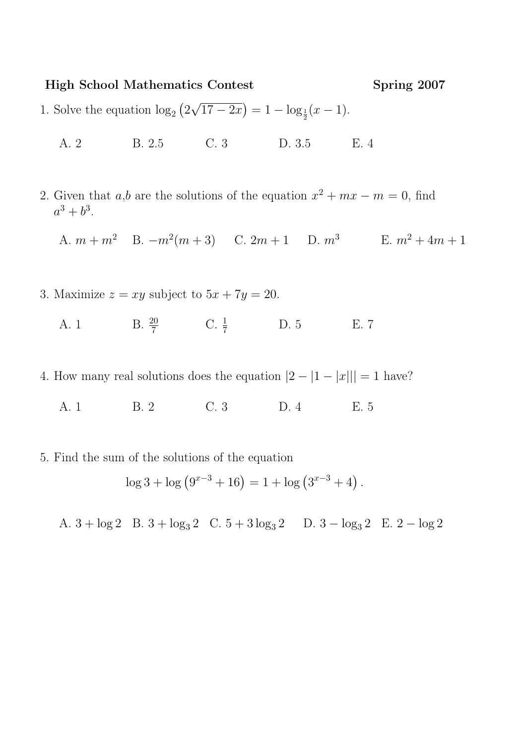**High School Mathematics Contest** **Spring 2007**

1. Solve the equation $\log_2\left(2\sqrt{17-2x}\right) = 1 - \log_{\frac{1}{2}}(x-1)$.

   A. 2 B. 2.5 C. 3 D. 3.5 E. 4

2. Given that $a$,$b$ are the solutions of the equation $x^2 + mx - m = 0$, find $a^3 + b^3$.

   A. $m + m^2$ B. $-m^2(m+3)$ C. $2m+1$ D. $m^3$ E. $m^2 + 4m + 1$

3. Maximize $z = xy$ subject to $5x + 7y = 20$.

   A. 1 B. $\frac{20}{7}$ C. $\frac{1}{7}$ D. 5 E. 7

4. How many real solutions does the equation $|2 - |1 - |x||| = 1$ have?

   A. 1 B. 2 C. 3 D. 4 E. 5

5. Find the sum of the solutions of the equation

$$\log 3 + \log\left(9^{x-3} + 16\right) = 1 + \log\left(3^{x-3} + 4\right).$$

   A. $3 + \log 2$ B. $3 + \log_3 2$ C. $5 + 3\log_3 2$ D. $3 - \log_3 2$ E. $2 - \log 2$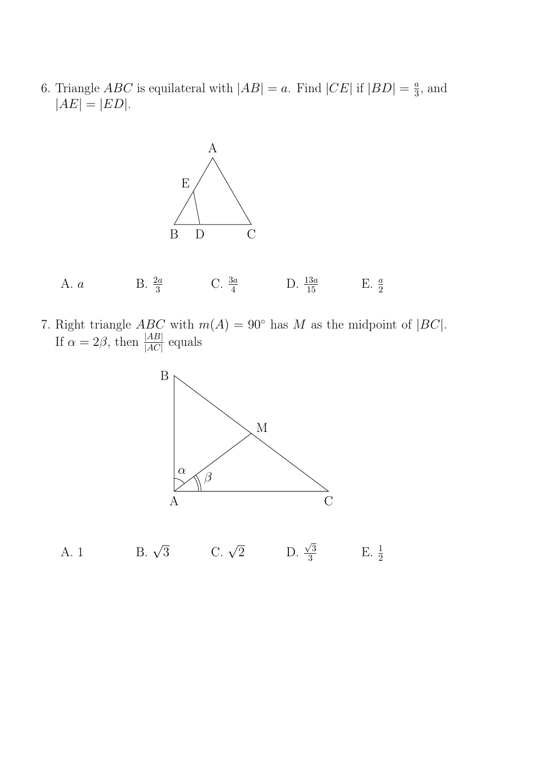6. Triangle $ABC$ is equilateral with $|AB| = a$. Find $|CE|$ if $|BD| = \frac{a}{3}$, and $|AE| = |ED|$.

   A. $a$ &nbsp;&nbsp;&nbsp;&nbsp; B. $\frac{2a}{3}$ &nbsp;&nbsp;&nbsp;&nbsp; C. $\frac{3a}{4}$ &nbsp;&nbsp;&nbsp;&nbsp; D. $\frac{13a}{15}$ &nbsp;&nbsp;&nbsp;&nbsp; E. $\frac{a}{2}$

7. Right triangle $ABC$ with $m(A) = 90°$ has $M$ as the midpoint of $|BC|$. If $\alpha = 2\beta$, then $\frac{|AB|}{|AC|}$ equals

   A. $1$ &nbsp;&nbsp;&nbsp;&nbsp; B. $\sqrt{3}$ &nbsp;&nbsp;&nbsp;&nbsp; C. $\sqrt{2}$ &nbsp;&nbsp;&nbsp;&nbsp; D. $\frac{\sqrt{3}}{3}$ &nbsp;&nbsp;&nbsp;&nbsp; E. $\frac{1}{2}$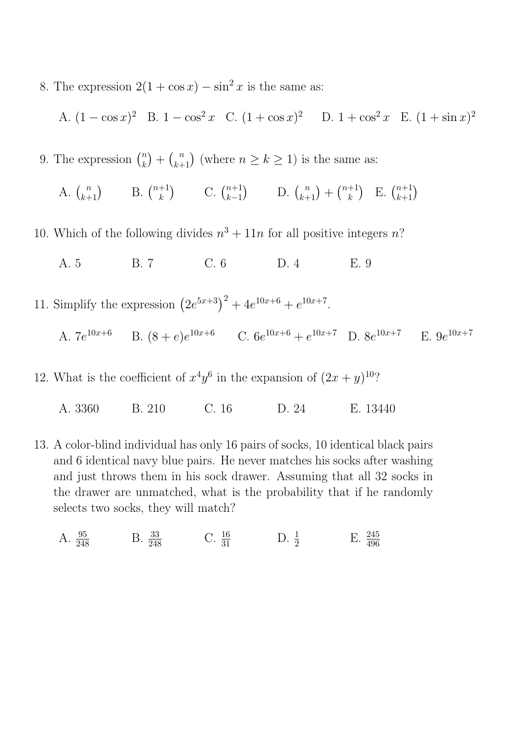8. The expression $2(1+\cos x)-\sin^2 x$ is the same as:

   A. $(1-\cos x)^2$ B. $1-\cos^2 x$ C. $(1+\cos x)^2$ D. $1+\cos^2 x$ E. $(1+\sin x)^2$

9. The expression $\binom{n}{k}+\binom{n}{k+1}$ (where $n \geq k \geq 1$) is the same as:

   A. $\binom{n}{k+1}$ B. $\binom{n+1}{k}$ C. $\binom{n+1}{k-1}$ D. $\binom{n}{k+1}+\binom{n+1}{k}$ E. $\binom{n+1}{k+1}$

10. Which of the following divides $n^3+11n$ for all positive integers $n$?

    A. 5 B. 7 C. 6 D. 4 E. 9

11. Simplify the expression $\left(2e^{5x+3}\right)^2+4e^{10x+6}+e^{10x+7}$.

    A. $7e^{10x+6}$ B. $(8+e)e^{10x+6}$ C. $6e^{10x+6}+e^{10x+7}$ D. $8e^{10x+7}$ E. $9e^{10x+7}$

12. What is the coefficient of $x^4y^6$ in the expansion of $(2x+y)^{10}$?

    A. 3360 B. 210 C. 16 D. 24 E. 13440

13. A color-blind individual has only 16 pairs of socks, 10 identical black pairs and 6 identical navy blue pairs. He never matches his socks after washing and just throws them in his sock drawer. Assuming that all 32 socks in the drawer are unmatched, what is the probability that if he randomly selects two socks, they will match?

    A. $\frac{95}{248}$ B. $\frac{33}{248}$ C. $\frac{16}{31}$ D. $\frac{1}{2}$ E. $\frac{245}{496}$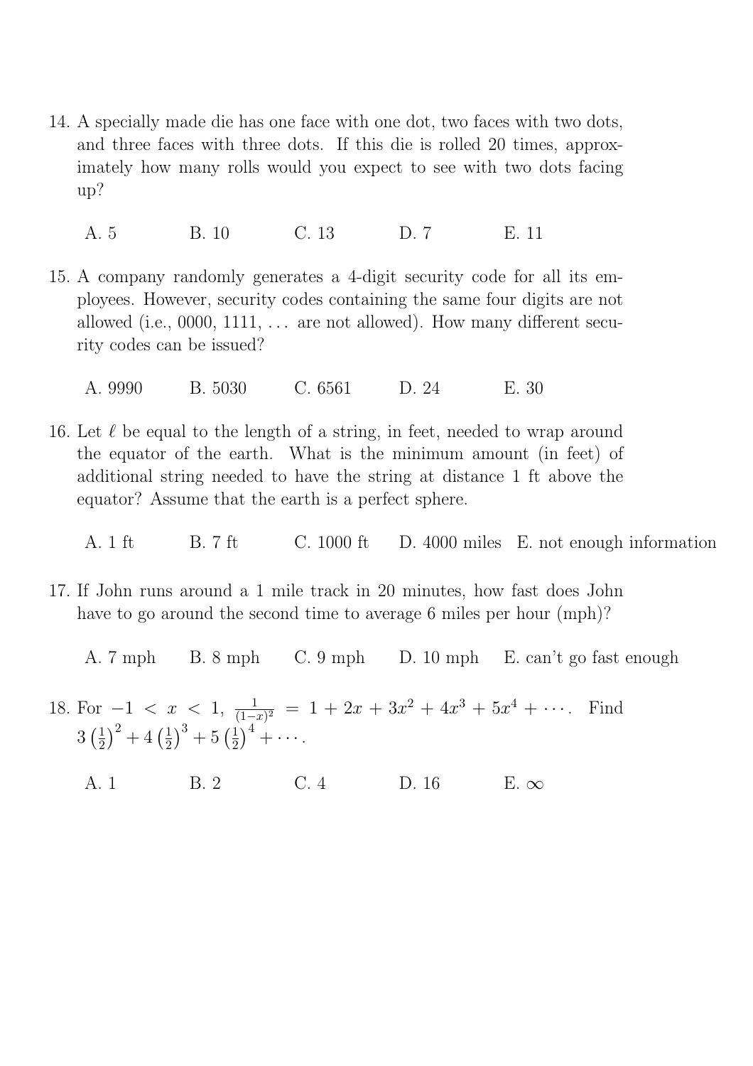14. A specially made die has one face with one dot, two faces with two dots, and three faces with three dots. If this die is rolled 20 times, approximately how many rolls would you expect to see with two dots facing up?

    A. 5 B. 10 C. 13 D. 7 E. 11

15. A company randomly generates a 4-digit security code for all its employees. However, security codes containing the same four digits are not allowed (i.e., 0000, 1111, ... are not allowed). How many different security codes can be issued?

    A. 9990 B. 5030 C. 6561 D. 24 E. 30

16. Let $\ell$ be equal to the length of a string, in feet, needed to wrap around the equator of the earth. What is the minimum amount (in feet) of additional string needed to have the string at distance 1 ft above the equator? Assume that the earth is a perfect sphere.

    A. 1 ft B. 7 ft C. 1000 ft D. 4000 miles E. not enough information

17. If John runs around a 1 mile track in 20 minutes, how fast does John have to go around the second time to average 6 miles per hour (mph)?

    A. 7 mph B. 8 mph C. 9 mph D. 10 mph E. can't go fast enough

18. For $-1 < x < 1$, $\frac{1}{(1-x)^2} = 1 + 2x + 3x^2 + 4x^3 + 5x^4 + \cdots$. Find $3\left(\frac{1}{2}\right)^2 + 4\left(\frac{1}{2}\right)^3 + 5\left(\frac{1}{2}\right)^4 + \cdots$.

    A. 1 B. 2 C. 4 D. 16 E. $\infty$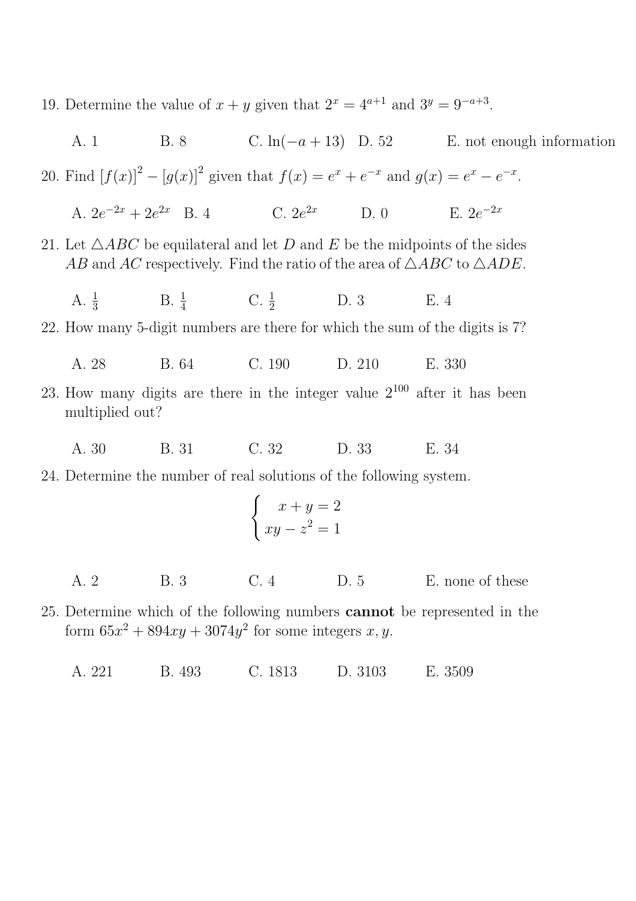19. Determine the value of $x+y$ given that $2^x = 4^{a+1}$ and $3^y = 9^{-a+3}$.

    A. 1 &nbsp;&nbsp;&nbsp; B. 8 &nbsp;&nbsp;&nbsp; C. $\ln(-a+13)$ &nbsp;&nbsp;&nbsp; D. 52 &nbsp;&nbsp;&nbsp; E. not enough information

20. Find $[f(x)]^2 - [g(x)]^2$ given that $f(x) = e^x + e^{-x}$ and $g(x) = e^x - e^{-x}$.

    A. $2e^{-2x} + 2e^{2x}$ &nbsp;&nbsp;&nbsp; B. 4 &nbsp;&nbsp;&nbsp; C. $2e^{2x}$ &nbsp;&nbsp;&nbsp; D. 0 &nbsp;&nbsp;&nbsp; E. $2e^{-2x}$

21. Let $\triangle ABC$ be equilateral and let $D$ and $E$ be the midpoints of the sides $AB$ and $AC$ respectively. Find the ratio of the area of $\triangle ABC$ to $\triangle ADE$.

    A. $\frac{1}{3}$ &nbsp;&nbsp;&nbsp; B. $\frac{1}{4}$ &nbsp;&nbsp;&nbsp; C. $\frac{1}{2}$ &nbsp;&nbsp;&nbsp; D. 3 &nbsp;&nbsp;&nbsp; E. 4

22. How many 5-digit numbers are there for which the sum of the digits is 7?

    A. 28 &nbsp;&nbsp;&nbsp; B. 64 &nbsp;&nbsp;&nbsp; C. 190 &nbsp;&nbsp;&nbsp; D. 210 &nbsp;&nbsp;&nbsp; E. 330

23. How many digits are there in the integer value $2^{100}$ after it has been multiplied out?

    A. 30 &nbsp;&nbsp;&nbsp; B. 31 &nbsp;&nbsp;&nbsp; C. 32 &nbsp;&nbsp;&nbsp; D. 33 &nbsp;&nbsp;&nbsp; E. 34

24. Determine the number of real solutions of the following system.

$$\begin{cases} x + y = 2 \\ xy - z^2 = 1 \end{cases}$$

    A. 2 &nbsp;&nbsp;&nbsp; B. 3 &nbsp;&nbsp;&nbsp; C. 4 &nbsp;&nbsp;&nbsp; D. 5 &nbsp;&nbsp;&nbsp; E. none of these

25. Determine which of the following numbers **cannot** be represented in the form $65x^2 + 894xy + 3074y^2$ for some integers $x, y$.

    A. 221 &nbsp;&nbsp;&nbsp; B. 493 &nbsp;&nbsp;&nbsp; C. 1813 &nbsp;&nbsp;&nbsp; D. 3103 &nbsp;&nbsp;&nbsp; E. 3509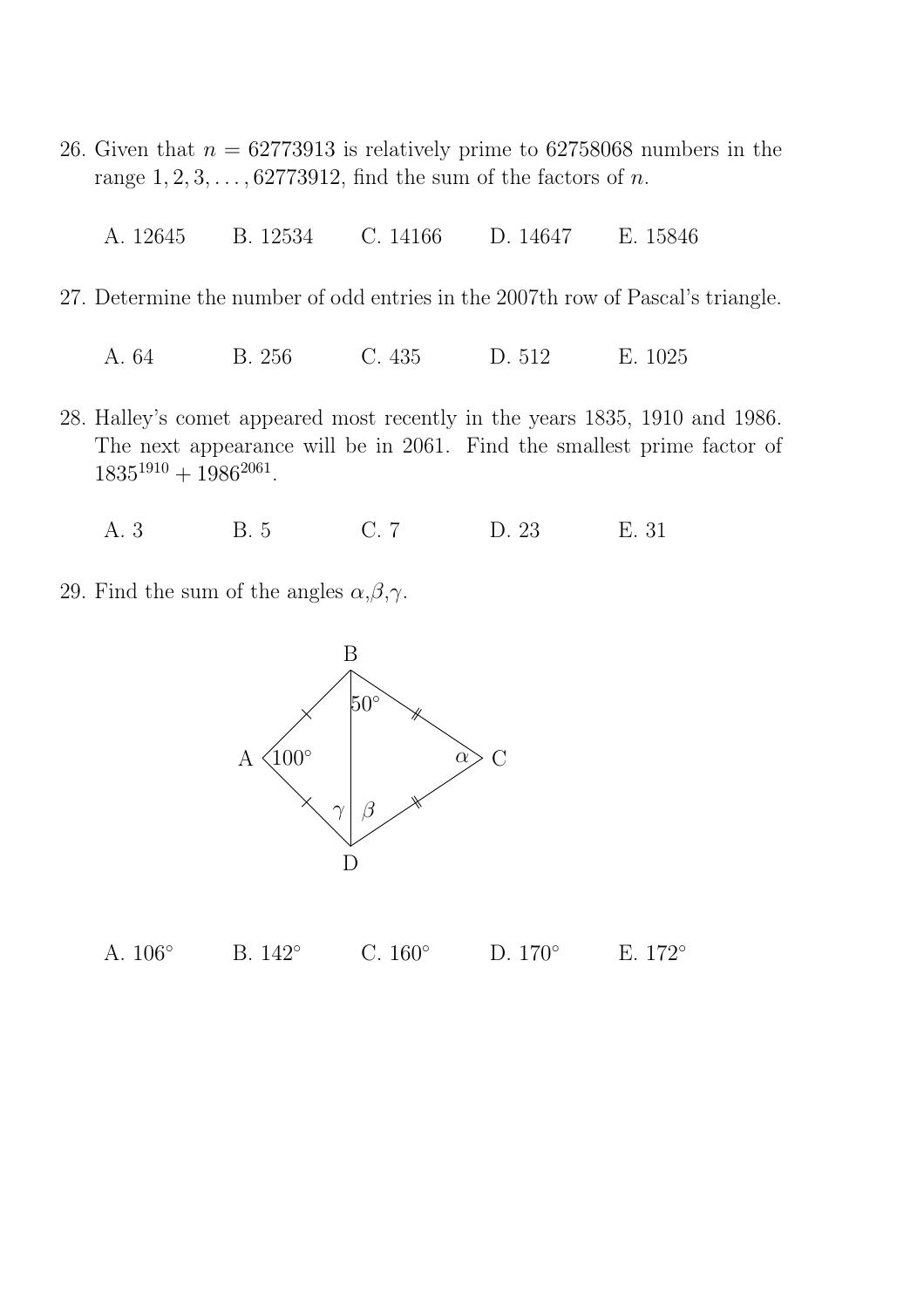26. Given that $n = 62773913$ is relatively prime to $62758068$ numbers in the range $1, 2, 3, \ldots, 62773912$, find the sum of the factors of $n$.

    A. 12645    B. 12534    C. 14166    D. 14647    E. 15846

27. Determine the number of odd entries in the 2007th row of Pascal's triangle.

    A. 64    B. 256    C. 435    D. 512    E. 1025

28. Halley's comet appeared most recently in the years 1835, 1910 and 1986. The next appearance will be in 2061. Find the smallest prime factor of $1835^{1910} + 1986^{2061}$.

    A. 3    B. 5    C. 7    D. 23    E. 31

29. Find the sum of the angles $\alpha$,$\beta$,$\gamma$.

    A. $106°$    B. $142°$    C. $160°$    D. $170°$    E. $172°$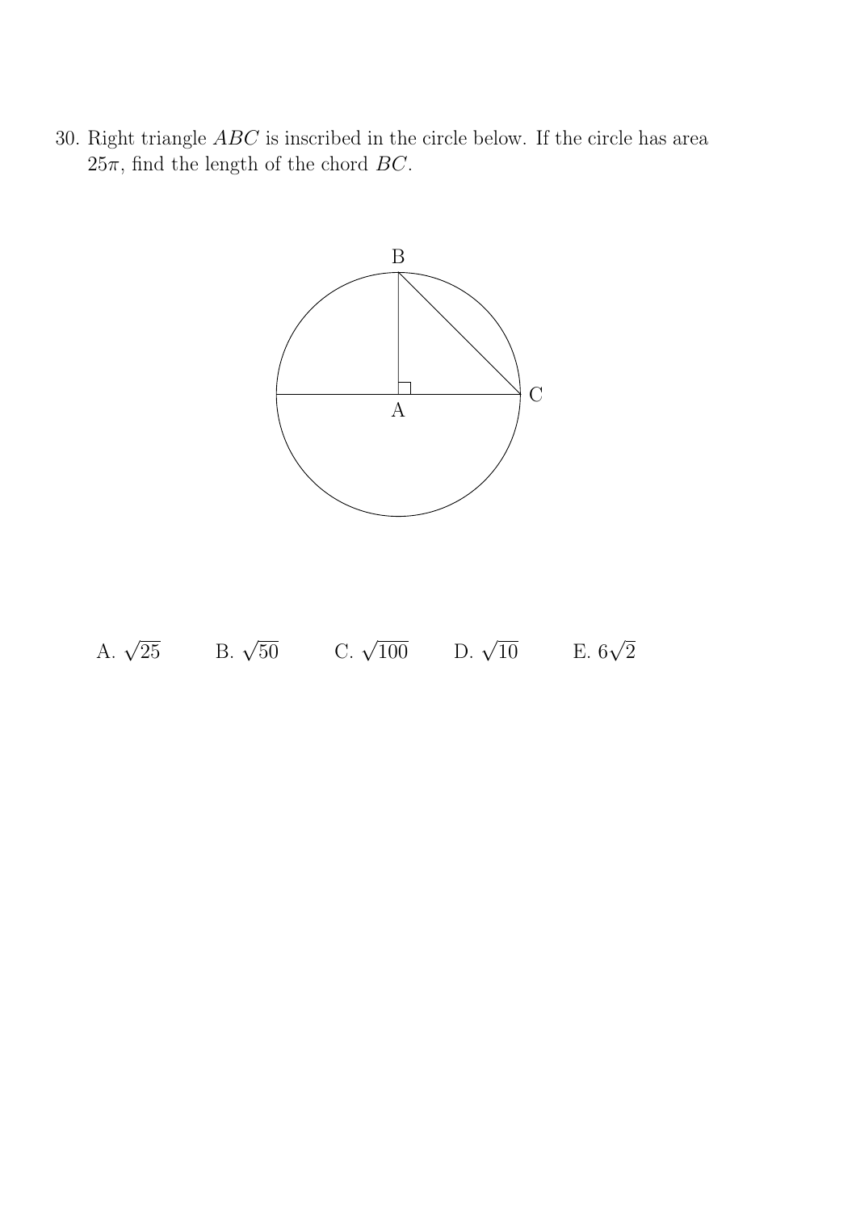30. Right triangle $ABC$ is inscribed in the circle below. If the circle has area $25\pi$, find the length of the chord $BC$.

A. $\sqrt{25}$ B. $\sqrt{50}$ C. $\sqrt{100}$ D. $\sqrt{10}$ E. $6\sqrt{2}$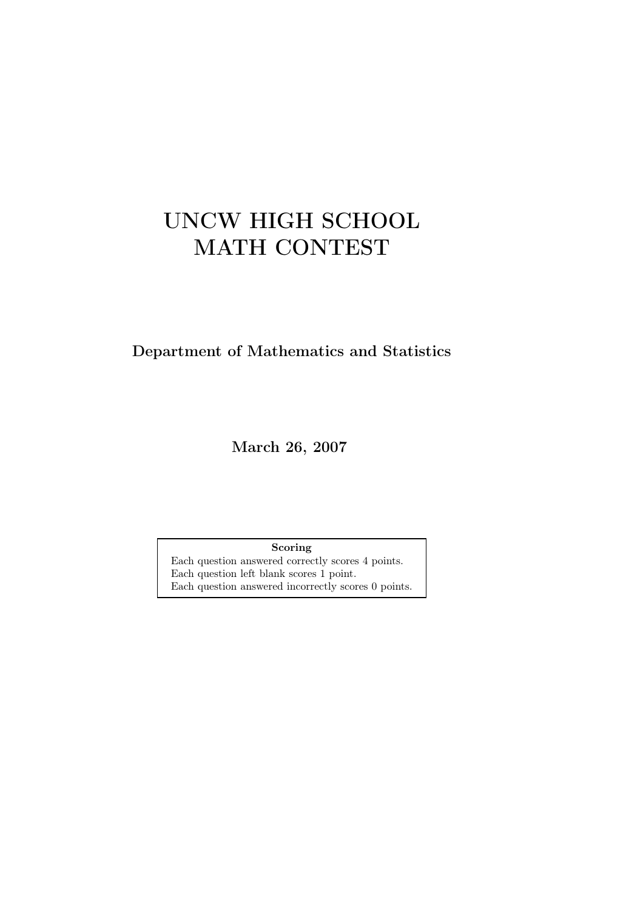# UNCW HIGH SCHOOL MATH CONTEST

**Department of Mathematics and Statistics**

**March 26, 2007**

**Scoring**

Each question answered correctly scores 4 points.
Each question left blank scores 1 point.
Each question answered incorrectly scores 0 points.